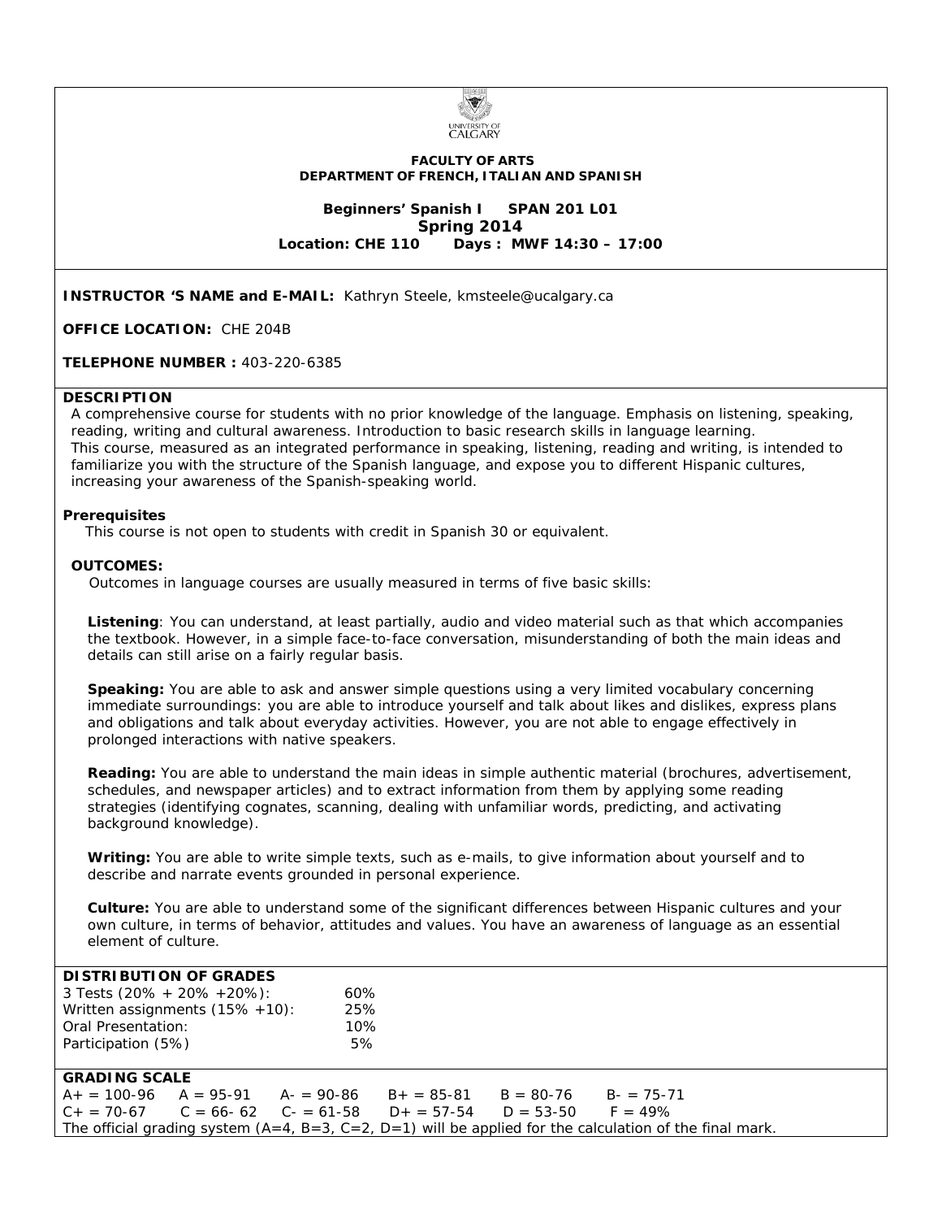UNIVERSITY OF CALGARY

**FACULTY OF ARTS**
**DEPARTMENT OF FRENCH, ITALIAN AND SPANISH**

**Beginners' Spanish I SPAN 201 L01**
**Spring 2014**
**Location: CHE 110 Days : MWF 14:30 – 17:00**

**INSTRUCTOR 'S NAME and E-MAIL:** Kathryn Steele, kmsteele@ucalgary.ca

**OFFICE LOCATION:** CHE 204B

**TELEPHONE NUMBER :** 403-220-6385

**DESCRIPTION**

A comprehensive course for students with no prior knowledge of the language. Emphasis on listening, speaking, reading, writing and cultural awareness. Introduction to basic research skills in language learning.
This course, measured as an integrated performance in speaking, listening, reading and writing, is intended to familiarize you with the structure of the Spanish language, and expose you to different Hispanic cultures, increasing your awareness of the Spanish-speaking world.

**Prerequisites**

This course is not open to students with credit in Spanish 30 or equivalent.

**OUTCOMES:**

Outcomes in language courses are usually measured in terms of five basic skills:

**Listening**: You can understand, at least partially, audio and video material such as that which accompanies the textbook. However, in a simple face-to-face conversation, misunderstanding of both the main ideas and details can still arise on a fairly regular basis.

**Speaking:** You are able to ask and answer simple questions using a very limited vocabulary concerning immediate surroundings: you are able to introduce yourself and talk about likes and dislikes, express plans and obligations and talk about everyday activities. However, you are not able to engage effectively in prolonged interactions with native speakers.

**Reading:** You are able to understand the main ideas in simple authentic material (brochures, advertisement, schedules, and newspaper articles) and to extract information from them by applying some reading strategies (identifying cognates, scanning, dealing with unfamiliar words, predicting, and activating background knowledge).

**Writing:** You are able to write simple texts, such as e-mails, to give information about yourself and to describe and narrate events grounded in personal experience.

**Culture:** You are able to understand some of the significant differences between Hispanic cultures and your own culture, in terms of behavior, attitudes and values. You have an awareness of language as an essential element of culture.

**DISTRIBUTION OF GRADES**

| | |
|---|---|
| 3 Tests (20% + 20% +20%): | 60% |
| Written assignments (15% +10): | 25% |
| Oral Presentation: | 10% |
| Participation (5%) | 5% |

**GRADING SCALE**

| | | | | | |
|---|---|---|---|---|---|
| A+ = 100-96 | A = 95-91 | A- = 90-86 | B+ = 85-81 | B = 80-76 | B- = 75-71 |
| C+ = 70-67 | C = 66- 62 | C- = 61-58 | D+ = 57-54 | D = 53-50 | F = 49% |

The official grading system (A=4, B=3, C=2, D=1) will be applied for the calculation of the final mark.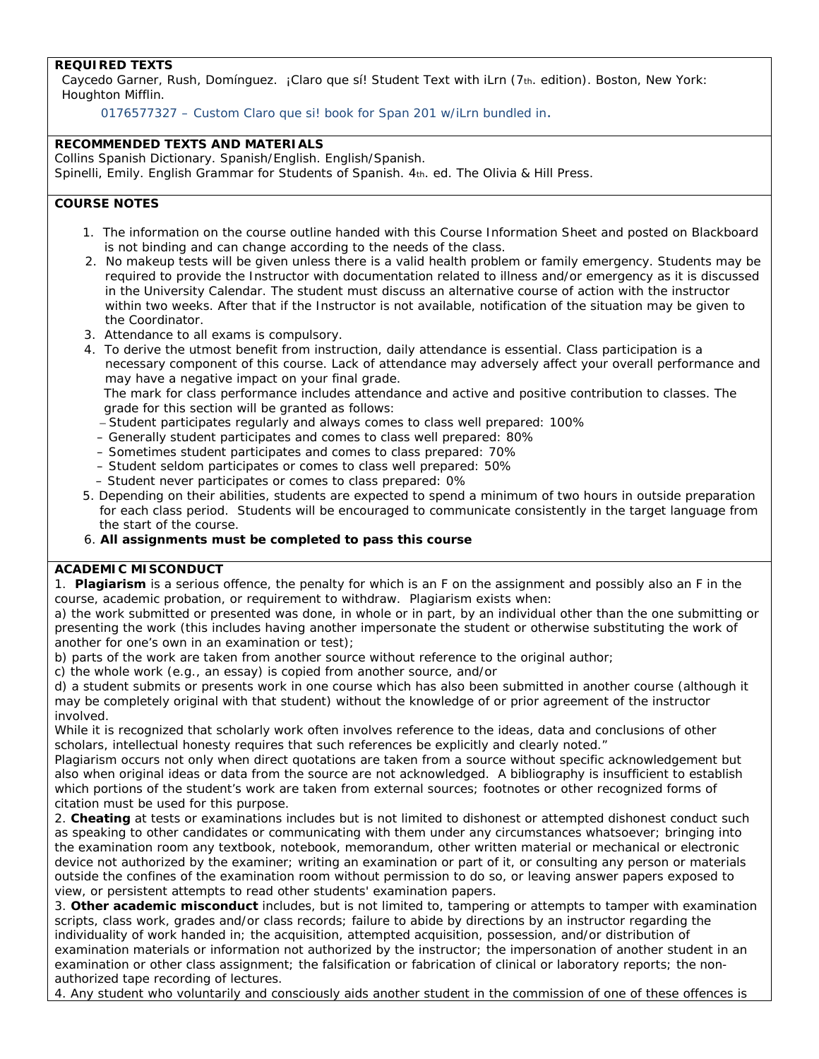**REQUIRED TEXTS**

Caycedo Garner, Rush, Domínguez. ¡Claro que sí! Student Text with iLrn (7th. edition). Boston, New York: Houghton Mifflin.

0176577327 – Custom Claro que si! book for Span 201 w/iLrn bundled in.

**RECOMMENDED TEXTS AND MATERIALS**

Collins Spanish Dictionary. Spanish/English. English/Spanish.
Spinelli, Emily. English Grammar for Students of Spanish. 4th. ed. The Olivia & Hill Press.

**COURSE NOTES**

1. The information on the course outline handed with this Course Information Sheet and posted on Blackboard is not binding and can change according to the needs of the class.
2. No makeup tests will be given unless there is a valid health problem or family emergency. Students may be required to provide the Instructor with documentation related to illness and/or emergency as it is discussed in the University Calendar. The student must discuss an alternative course of action with the instructor within two weeks. After that if the Instructor is not available, notification of the situation may be given to the Coordinator.
3. Attendance to all exams is compulsory.
4. To derive the utmost benefit from instruction, daily attendance is essential. Class participation is a necessary component of this course. Lack of attendance may adversely affect your overall performance and may have a negative impact on your final grade.
   The mark for class performance includes attendance and active and positive contribution to classes. The grade for this section will be granted as follows:
   - Student participates regularly and always comes to class well prepared: 100%
   - Generally student participates and comes to class well prepared: 80%
   - Sometimes student participates and comes to class prepared: 70%
   - Student seldom participates or comes to class well prepared: 50%
   - Student never participates or comes to class prepared: 0%
5. Depending on their abilities, students are expected to spend a minimum of two hours in outside preparation for each class period. Students will be encouraged to communicate consistently in the target language from the start of the course.
6. **All assignments must be completed to pass this course**

**ACADEMIC MISCONDUCT**

1. **Plagiarism** is a serious offence, the penalty for which is an F on the assignment and possibly also an F in the course, academic probation, or requirement to withdraw. Plagiarism exists when:
a) the work submitted or presented was done, in whole or in part, by an individual other than the one submitting or presenting the work (this includes having another impersonate the student or otherwise substituting the work of another for one's own in an examination or test);
b) parts of the work are taken from another source without reference to the original author;
c) the whole work (e.g., an essay) is copied from another source, and/or
d) a student submits or presents work in one course which has also been submitted in another course (although it may be completely original with that student) without the knowledge of or prior agreement of the instructor involved.
While it is recognized that scholarly work often involves reference to the ideas, data and conclusions of other scholars, intellectual honesty requires that such references be explicitly and clearly noted."
Plagiarism occurs not only when direct quotations are taken from a source without specific acknowledgement but also when original ideas or data from the source are not acknowledged. A bibliography is insufficient to establish which portions of the student's work are taken from external sources; footnotes or other recognized forms of citation must be used for this purpose.
2. **Cheating** at tests or examinations includes but is not limited to dishonest or attempted dishonest conduct such as speaking to other candidates or communicating with them under any circumstances whatsoever; bringing into the examination room any textbook, notebook, memorandum, other written material or mechanical or electronic device not authorized by the examiner; writing an examination or part of it, or consulting any person or materials outside the confines of the examination room without permission to do so, or leaving answer papers exposed to view, or persistent attempts to read other students' examination papers.
3. **Other academic misconduct** includes, but is not limited to, tampering or attempts to tamper with examination scripts, class work, grades and/or class records; failure to abide by directions by an instructor regarding the individuality of work handed in; the acquisition, attempted acquisition, possession, and/or distribution of examination materials or information not authorized by the instructor; the impersonation of another student in an examination or other class assignment; the falsification or fabrication of clinical or laboratory reports; the non-authorized tape recording of lectures.
4. Any student who voluntarily and consciously aids another student in the commission of one of these offences is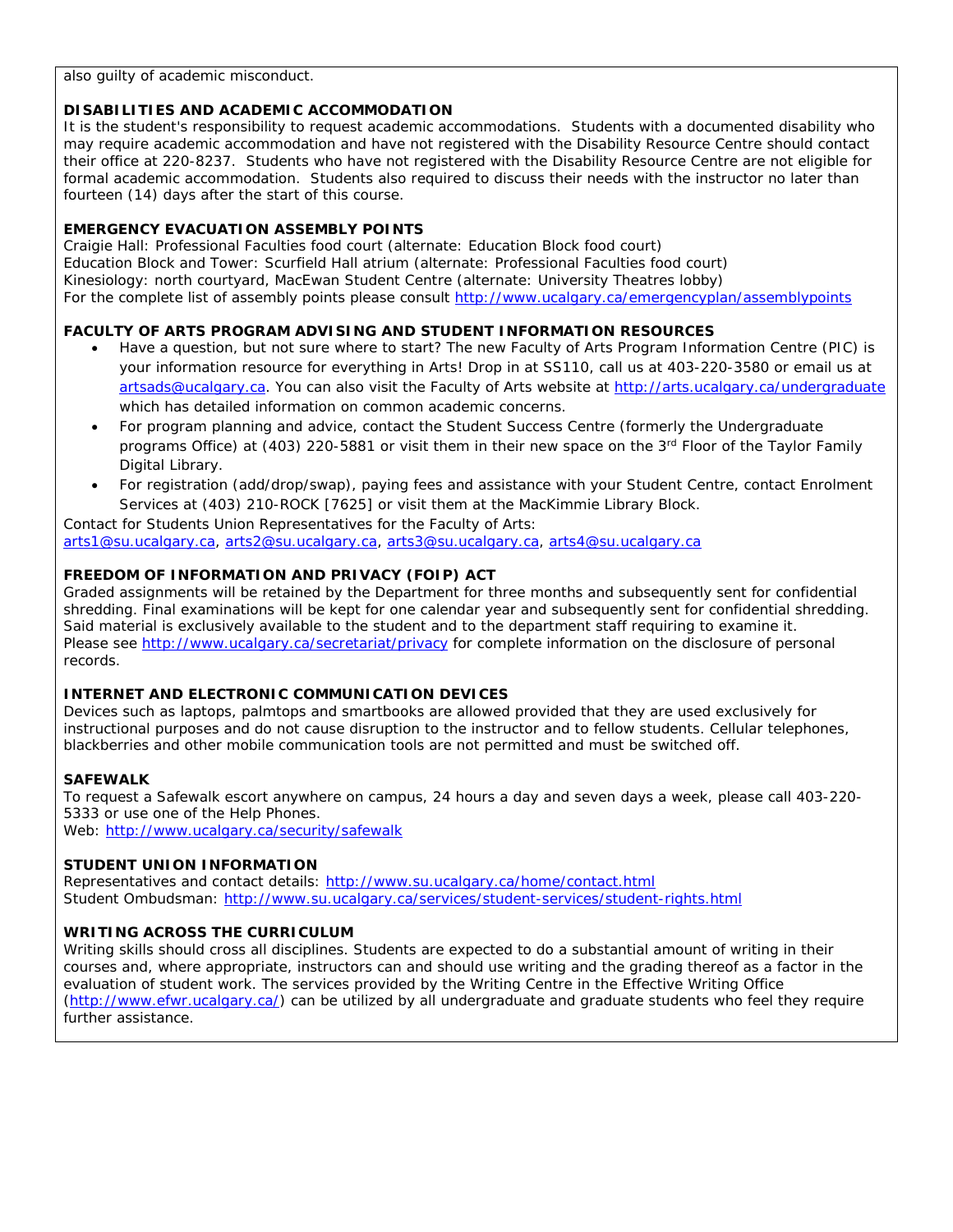also guilty of academic misconduct.

**DISABILITIES AND ACADEMIC ACCOMMODATION**

It is the student's responsibility to request academic accommodations. Students with a documented disability who may require academic accommodation and have not registered with the Disability Resource Centre should contact their office at 220-8237. Students who have not registered with the Disability Resource Centre are not eligible for formal academic accommodation. Students also required to discuss their needs with the instructor no later than fourteen (14) days after the start of this course.

**EMERGENCY EVACUATION ASSEMBLY POINTS**

Craigie Hall: Professional Faculties food court (alternate: Education Block food court)
Education Block and Tower: Scurfield Hall atrium (alternate: Professional Faculties food court)
Kinesiology: north courtyard, MacEwan Student Centre (alternate: University Theatres lobby)
For the complete list of assembly points please consult http://www.ucalgary.ca/emergencyplan/assemblypoints

**FACULTY OF ARTS PROGRAM ADVISING AND STUDENT INFORMATION RESOURCES**

- Have a question, but not sure where to start? The new Faculty of Arts Program Information Centre (PIC) is your information resource for everything in Arts! Drop in at SS110, call us at 403-220-3580 or email us at artsads@ucalgary.ca. You can also visit the Faculty of Arts website at http://arts.ucalgary.ca/undergraduate which has detailed information on common academic concerns.
- For program planning and advice, contact the Student Success Centre (formerly the Undergraduate programs Office) at (403) 220-5881 or visit them in their new space on the 3rd Floor of the Taylor Family Digital Library.
- For registration (add/drop/swap), paying fees and assistance with your Student Centre, contact Enrolment Services at (403) 210-ROCK [7625] or visit them at the MacKimmie Library Block.

Contact for Students Union Representatives for the Faculty of Arts:
arts1@su.ucalgary.ca, arts2@su.ucalgary.ca, arts3@su.ucalgary.ca, arts4@su.ucalgary.ca

**FREEDOM OF INFORMATION AND PRIVACY (FOIP) ACT**

Graded assignments will be retained by the Department for three months and subsequently sent for confidential shredding. Final examinations will be kept for one calendar year and subsequently sent for confidential shredding. Said material is exclusively available to the student and to the department staff requiring to examine it.
Please see http://www.ucalgary.ca/secretariat/privacy for complete information on the disclosure of personal records.

**INTERNET AND ELECTRONIC COMMUNICATION DEVICES**

Devices such as laptops, palmtops and smartbooks are allowed provided that they are used exclusively for instructional purposes and do not cause disruption to the instructor and to fellow students. Cellular telephones, blackberries and other mobile communication tools are not permitted and must be switched off.

**SAFEWALK**

To request a Safewalk escort anywhere on campus, 24 hours a day and seven days a week, please call 403-220-5333 or use one of the Help Phones.
Web: http://www.ucalgary.ca/security/safewalk

**STUDENT UNION INFORMATION**

Representatives and contact details: http://www.su.ucalgary.ca/home/contact.html
Student Ombudsman: http://www.su.ucalgary.ca/services/student-services/student-rights.html

**WRITING ACROSS THE CURRICULUM**

Writing skills should cross all disciplines. Students are expected to do a substantial amount of writing in their courses and, where appropriate, instructors can and should use writing and the grading thereof as a factor in the evaluation of student work. The services provided by the Writing Centre in the Effective Writing Office (http://www.efwr.ucalgary.ca/) can be utilized by all undergraduate and graduate students who feel they require further assistance.